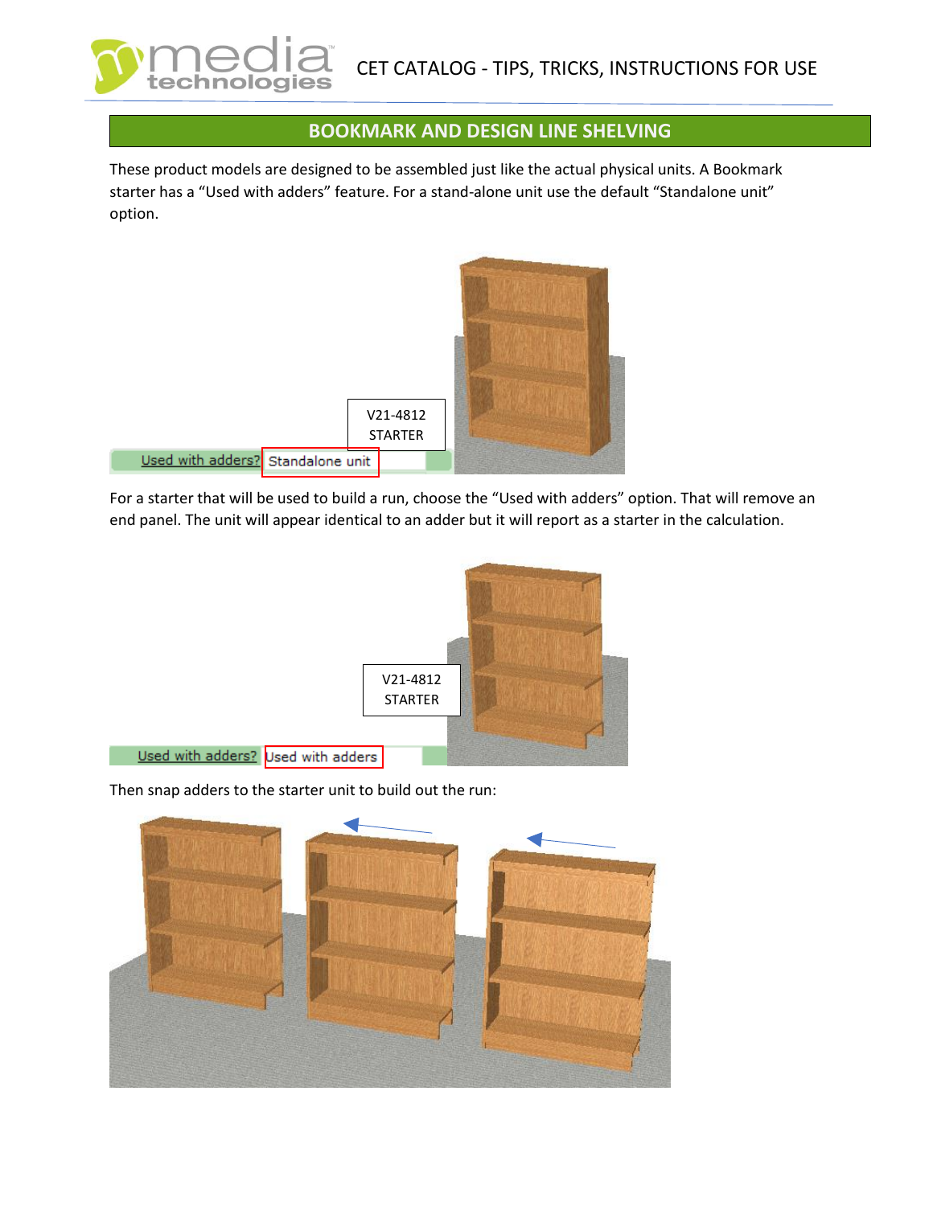## BOOKMARK AND DESIGN LINE SHELVING

These product models are designed to be assembled just like the actual physical units. A Bookmark starter has a "Used with adders" feature. For a stand-alone unit use the default "Standalone unit" option.

V21-4812 STARTER

Used with adders? Standalone unit

For a starter that will be used to build a run, choose the "Used with adders" option. That will remove an end panel. The unit will appear identical to an adder but it will report as a starter in the calculation.

V21-4812 STARTER

Used with adders? Used with adders

Then snap adders to the starter unit to build out the run: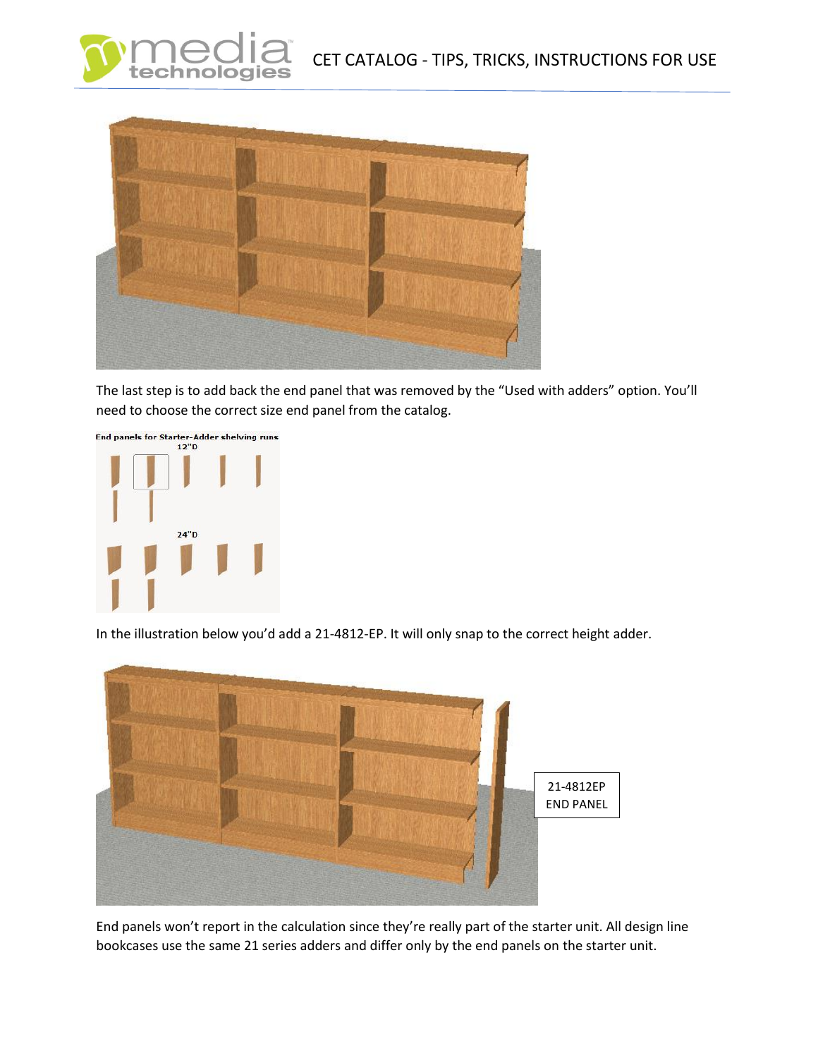The last step is to add back the end panel that was removed by the “Used with adders” option. You’ll need to choose the correct size end panel from the catalog.

In the illustration below you’d add a 21-4812-EP. It will only snap to the correct height adder.

End panels won’t report in the calculation since they’re really part of the starter unit. All design line bookcases use the same 21 series adders and differ only by the end panels on the starter unit.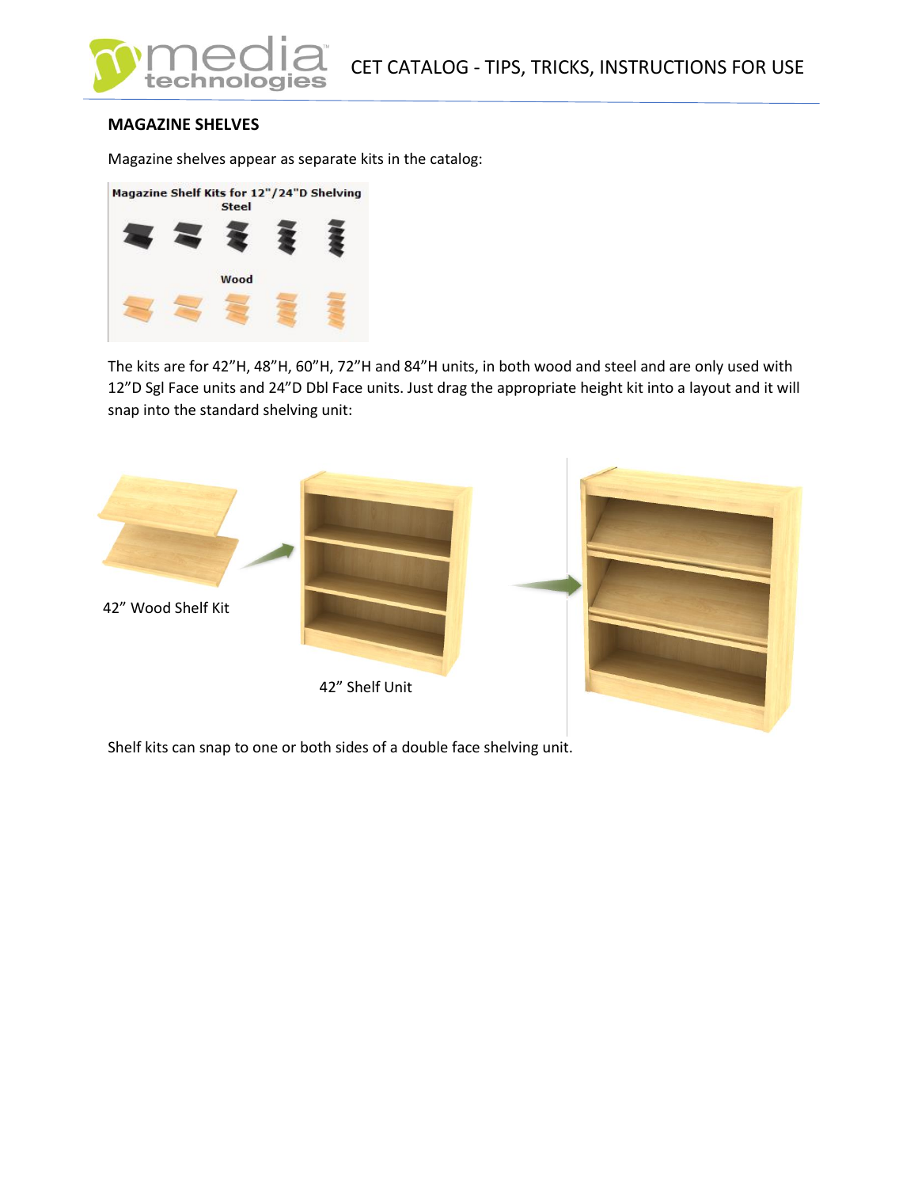## MAGAZINE SHELVES

Magazine shelves appear as separate kits in the catalog:

Magazine Shelf Kits for 12"/24"D Shelving

Steel

Wood

The kits are for 42"H, 48"H, 60"H, 72"H and 84"H units, in both wood and steel and are only used with 12"D Sgl Face units and 24"D Dbl Face units. Just drag the appropriate height kit into a layout and it will snap into the standard shelving unit:

42" Wood Shelf Kit

42" Shelf Unit

Shelf kits can snap to one or both sides of a double face shelving unit.